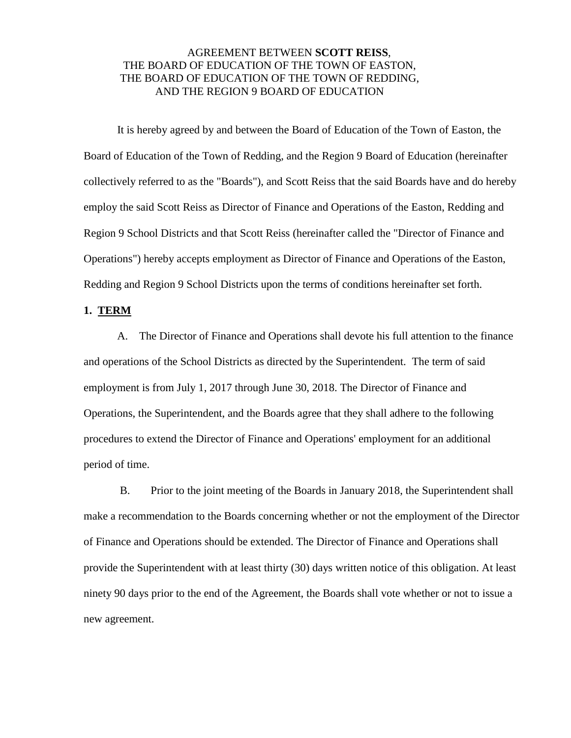AGREEMENT BETWEEN **SCOTT REISS**,
THE BOARD OF EDUCATION OF THE TOWN OF EASTON,
THE BOARD OF EDUCATION OF THE TOWN OF REDDING,
AND THE REGION 9 BOARD OF EDUCATION

It is hereby agreed by and between the Board of Education of the Town of Easton, the Board of Education of the Town of Redding, and the Region 9 Board of Education (hereinafter collectively referred to as the "Boards"), and Scott Reiss that the said Boards have and do hereby employ the said Scott Reiss as Director of Finance and Operations of the Easton, Redding and Region 9 School Districts and that Scott Reiss (hereinafter called the "Director of Finance and Operations") hereby accepts employment as Director of Finance and Operations of the Easton, Redding and Region 9 School Districts upon the terms of conditions hereinafter set forth.

**1. TERM**

A. The Director of Finance and Operations shall devote his full attention to the finance and operations of the School Districts as directed by the Superintendent. The term of said employment is from July 1, 2017 through June 30, 2018. The Director of Finance and Operations, the Superintendent, and the Boards agree that they shall adhere to the following procedures to extend the Director of Finance and Operations' employment for an additional period of time.

B. Prior to the joint meeting of the Boards in January 2018, the Superintendent shall make a recommendation to the Boards concerning whether or not the employment of the Director of Finance and Operations should be extended. The Director of Finance and Operations shall provide the Superintendent with at least thirty (30) days written notice of this obligation. At least ninety 90 days prior to the end of the Agreement, the Boards shall vote whether or not to issue a new agreement.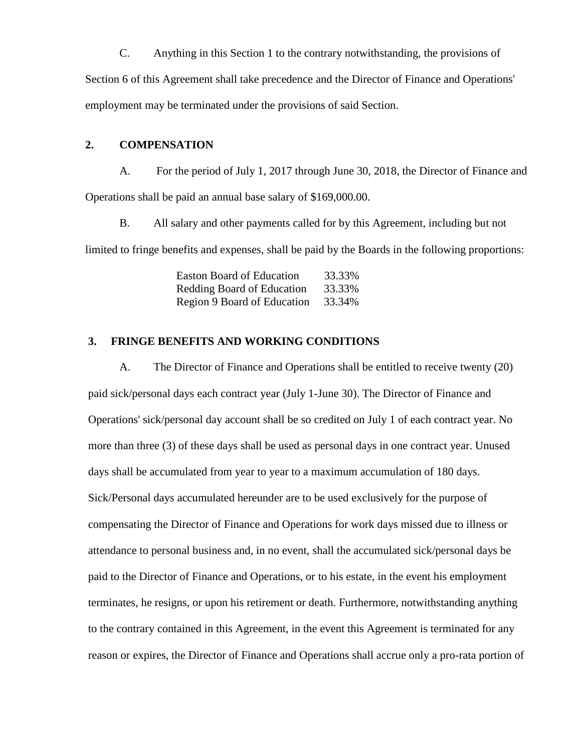C. Anything in this Section 1 to the contrary notwithstanding, the provisions of Section 6 of this Agreement shall take precedence and the Director of Finance and Operations' employment may be terminated under the provisions of said Section.

## 2. COMPENSATION

A. For the period of July 1, 2017 through June 30, 2018, the Director of Finance and Operations shall be paid an annual base salary of $169,000.00.

B. All salary and other payments called for by this Agreement, including but not limited to fringe benefits and expenses, shall be paid by the Boards in the following proportions:

| | |
|---|---|
| Easton Board of Education | 33.33% |
| Redding Board of Education | 33.33% |
| Region 9 Board of Education | 33.34% |

## 3. FRINGE BENEFITS AND WORKING CONDITIONS

A. The Director of Finance and Operations shall be entitled to receive twenty (20) paid sick/personal days each contract year (July 1-June 30). The Director of Finance and Operations' sick/personal day account shall be so credited on July 1 of each contract year. No more than three (3) of these days shall be used as personal days in one contract year. Unused days shall be accumulated from year to year to a maximum accumulation of 180 days. Sick/Personal days accumulated hereunder are to be used exclusively for the purpose of compensating the Director of Finance and Operations for work days missed due to illness or attendance to personal business and, in no event, shall the accumulated sick/personal days be paid to the Director of Finance and Operations, or to his estate, in the event his employment terminates, he resigns, or upon his retirement or death. Furthermore, notwithstanding anything to the contrary contained in this Agreement, in the event this Agreement is terminated for any reason or expires, the Director of Finance and Operations shall accrue only a pro-rata portion of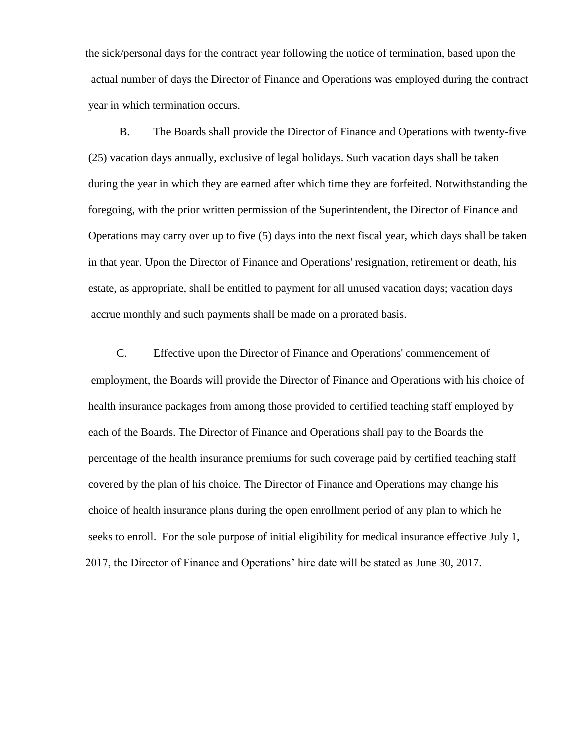the sick/personal days for the contract year following the notice of termination, based upon the actual number of days the Director of Finance and Operations was employed during the contract year in which termination occurs.

B. The Boards shall provide the Director of Finance and Operations with twenty-five (25) vacation days annually, exclusive of legal holidays. Such vacation days shall be taken during the year in which they are earned after which time they are forfeited. Notwithstanding the foregoing, with the prior written permission of the Superintendent, the Director of Finance and Operations may carry over up to five (5) days into the next fiscal year, which days shall be taken in that year. Upon the Director of Finance and Operations' resignation, retirement or death, his estate, as appropriate, shall be entitled to payment for all unused vacation days; vacation days accrue monthly and such payments shall be made on a prorated basis.

C. Effective upon the Director of Finance and Operations' commencement of employment, the Boards will provide the Director of Finance and Operations with his choice of health insurance packages from among those provided to certified teaching staff employed by each of the Boards. The Director of Finance and Operations shall pay to the Boards the percentage of the health insurance premiums for such coverage paid by certified teaching staff covered by the plan of his choice. The Director of Finance and Operations may change his choice of health insurance plans during the open enrollment period of any plan to which he seeks to enroll. For the sole purpose of initial eligibility for medical insurance effective July 1, 2017, the Director of Finance and Operations' hire date will be stated as June 30, 2017.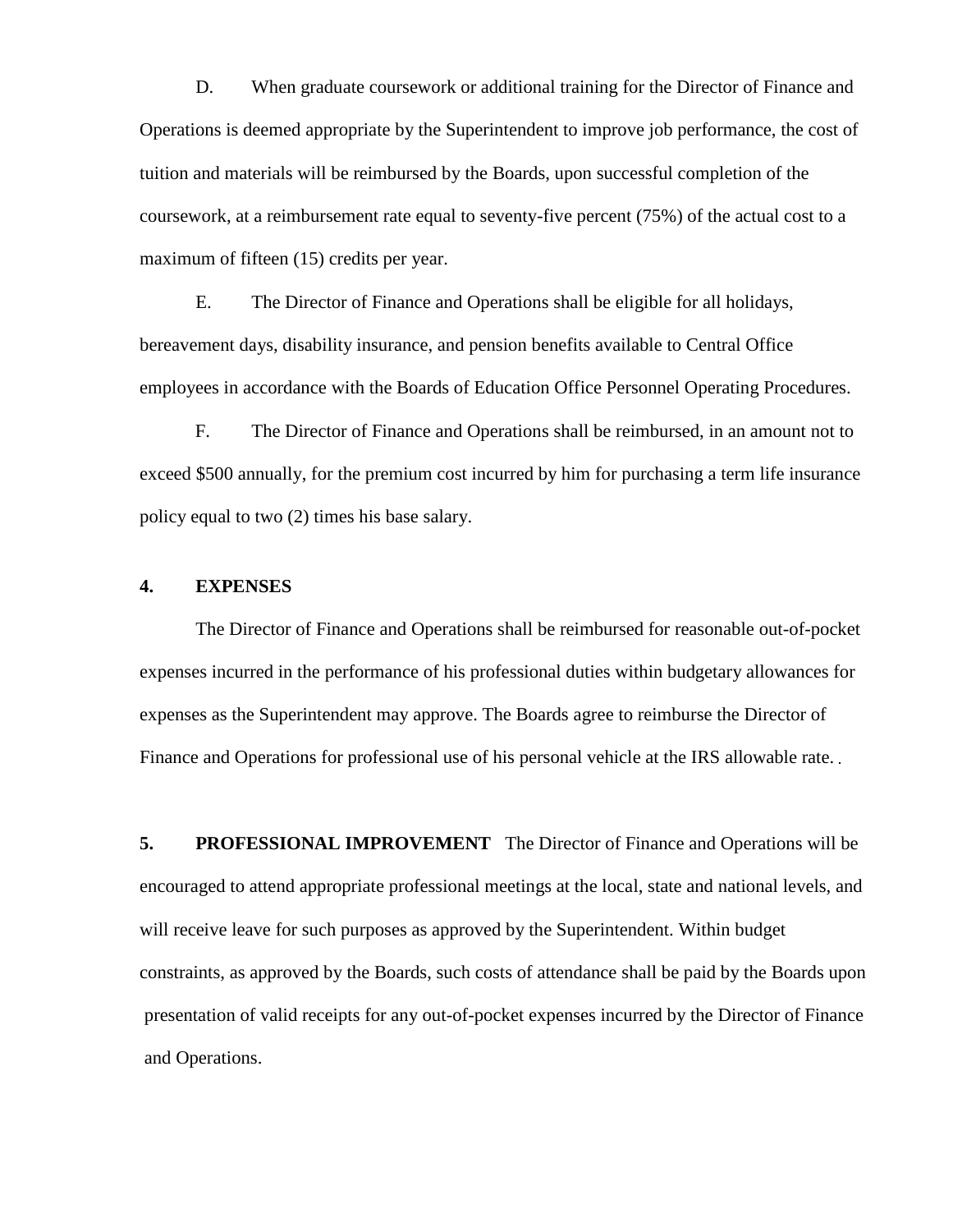D. When graduate coursework or additional training for the Director of Finance and Operations is deemed appropriate by the Superintendent to improve job performance, the cost of tuition and materials will be reimbursed by the Boards, upon successful completion of the coursework, at a reimbursement rate equal to seventy-five percent (75%) of the actual cost to a maximum of fifteen (15) credits per year.

E. The Director of Finance and Operations shall be eligible for all holidays, bereavement days, disability insurance, and pension benefits available to Central Office employees in accordance with the Boards of Education Office Personnel Operating Procedures.

F. The Director of Finance and Operations shall be reimbursed, in an amount not to exceed $500 annually, for the premium cost incurred by him for purchasing a term life insurance policy equal to two (2) times his base salary.

**4. EXPENSES**

The Director of Finance and Operations shall be reimbursed for reasonable out-of-pocket expenses incurred in the performance of his professional duties within budgetary allowances for expenses as the Superintendent may approve. The Boards agree to reimburse the Director of Finance and Operations for professional use of his personal vehicle at the IRS allowable rate.

**5. PROFESSIONAL IMPROVEMENT** The Director of Finance and Operations will be encouraged to attend appropriate professional meetings at the local, state and national levels, and will receive leave for such purposes as approved by the Superintendent. Within budget constraints, as approved by the Boards, such costs of attendance shall be paid by the Boards upon presentation of valid receipts for any out-of-pocket expenses incurred by the Director of Finance and Operations.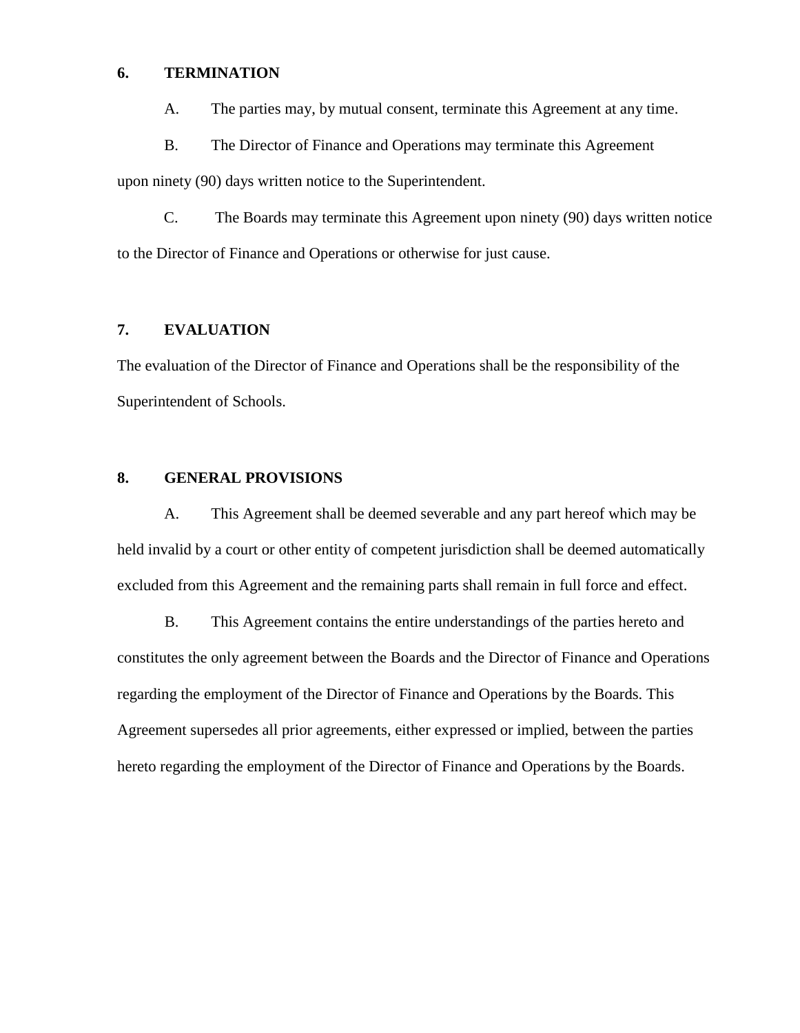## 6. TERMINATION

A. The parties may, by mutual consent, terminate this Agreement at any time.

B. The Director of Finance and Operations may terminate this Agreement upon ninety (90) days written notice to the Superintendent.

C. The Boards may terminate this Agreement upon ninety (90) days written notice to the Director of Finance and Operations or otherwise for just cause.

## 7. EVALUATION

The evaluation of the Director of Finance and Operations shall be the responsibility of the Superintendent of Schools.

## 8. GENERAL PROVISIONS

A. This Agreement shall be deemed severable and any part hereof which may be held invalid by a court or other entity of competent jurisdiction shall be deemed automatically excluded from this Agreement and the remaining parts shall remain in full force and effect.

B. This Agreement contains the entire understandings of the parties hereto and constitutes the only agreement between the Boards and the Director of Finance and Operations regarding the employment of the Director of Finance and Operations by the Boards. This Agreement supersedes all prior agreements, either expressed or implied, between the parties hereto regarding the employment of the Director of Finance and Operations by the Boards.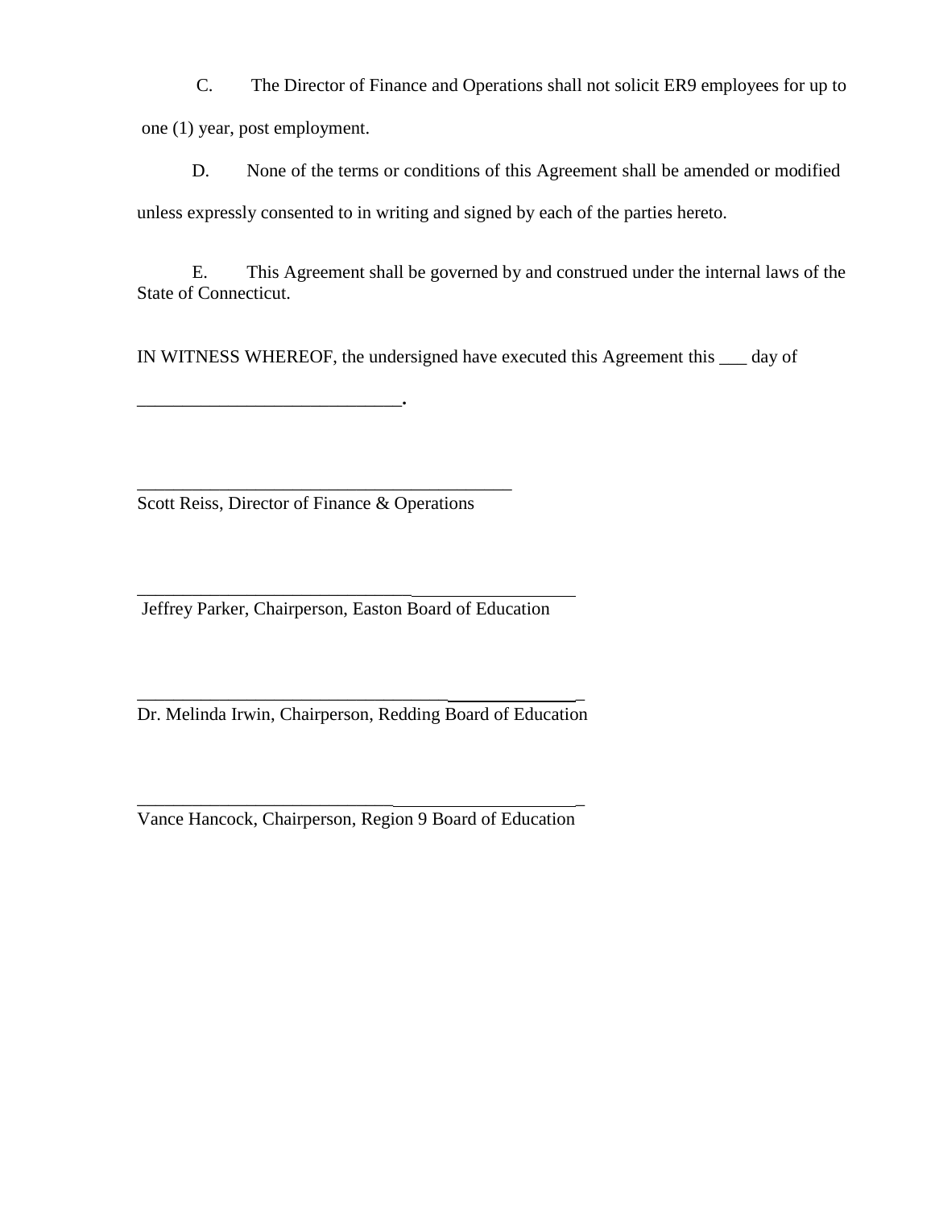C. The Director of Finance and Operations shall not solicit ER9 employees for up to one (1) year, post employment.

D. None of the terms or conditions of this Agreement shall be amended or modified unless expressly consented to in writing and signed by each of the parties hereto.

E. This Agreement shall be governed by and construed under the internal laws of the State of Connecticut.

IN WITNESS WHEREOF, the undersigned have executed this Agreement this ___ day of ____________________________.

__________________________________________
Scott Reiss, Director of Finance & Operations

__________________________________________
Jeffrey Parker, Chairperson, Easton Board of Education

__________________________________________
Dr. Melinda Irwin, Chairperson, Redding Board of Education

__________________________________________
Vance Hancock, Chairperson, Region 9 Board of Education